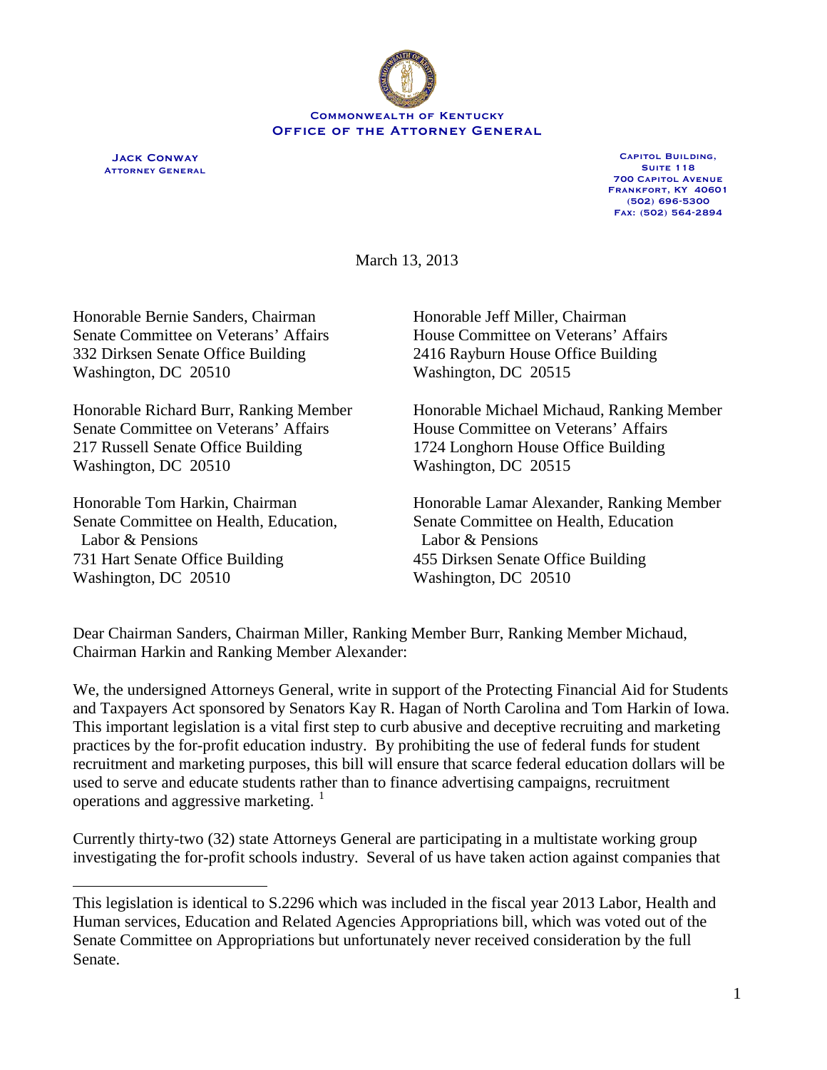**Commonwealth of Kentucky**
**Office of the Attorney General**

**Jack Conway**
Attorney General

Capitol Building,
Suite 118
700 Capitol Avenue
Frankfort, KY 40601
(502) 696-5300
Fax: (502) 564-2894

March 13, 2013

Honorable Bernie Sanders, Chairman
Senate Committee on Veterans' Affairs
332 Dirksen Senate Office Building
Washington, DC 20510

Honorable Richard Burr, Ranking Member
Senate Committee on Veterans' Affairs
217 Russell Senate Office Building
Washington, DC 20510

Honorable Tom Harkin, Chairman
Senate Committee on Health, Education, Labor & Pensions
731 Hart Senate Office Building
Washington, DC 20510

Honorable Jeff Miller, Chairman
House Committee on Veterans' Affairs
2416 Rayburn House Office Building
Washington, DC 20515

Honorable Michael Michaud, Ranking Member
House Committee on Veterans' Affairs
1724 Longhorn House Office Building
Washington, DC 20515

Honorable Lamar Alexander, Ranking Member
Senate Committee on Health, Education Labor & Pensions
455 Dirksen Senate Office Building
Washington, DC 20510

Dear Chairman Sanders, Chairman Miller, Ranking Member Burr, Ranking Member Michaud, Chairman Harkin and Ranking Member Alexander:

We, the undersigned Attorneys General, write in support of the Protecting Financial Aid for Students and Taxpayers Act sponsored by Senators Kay R. Hagan of North Carolina and Tom Harkin of Iowa. This important legislation is a vital first step to curb abusive and deceptive recruiting and marketing practices by the for-profit education industry. By prohibiting the use of federal funds for student recruitment and marketing purposes, this bill will ensure that scarce federal education dollars will be used to serve and educate students rather than to finance advertising campaigns, recruitment operations and aggressive marketing. [1]

Currently thirty-two (32) state Attorneys General are participating in a multistate working group investigating the for-profit schools industry. Several of us have taken action against companies that

---

[1] This legislation is identical to S.2296 which was included in the fiscal year 2013 Labor, Health and Human services, Education and Related Agencies Appropriations bill, which was voted out of the Senate Committee on Appropriations but unfortunately never received consideration by the full Senate.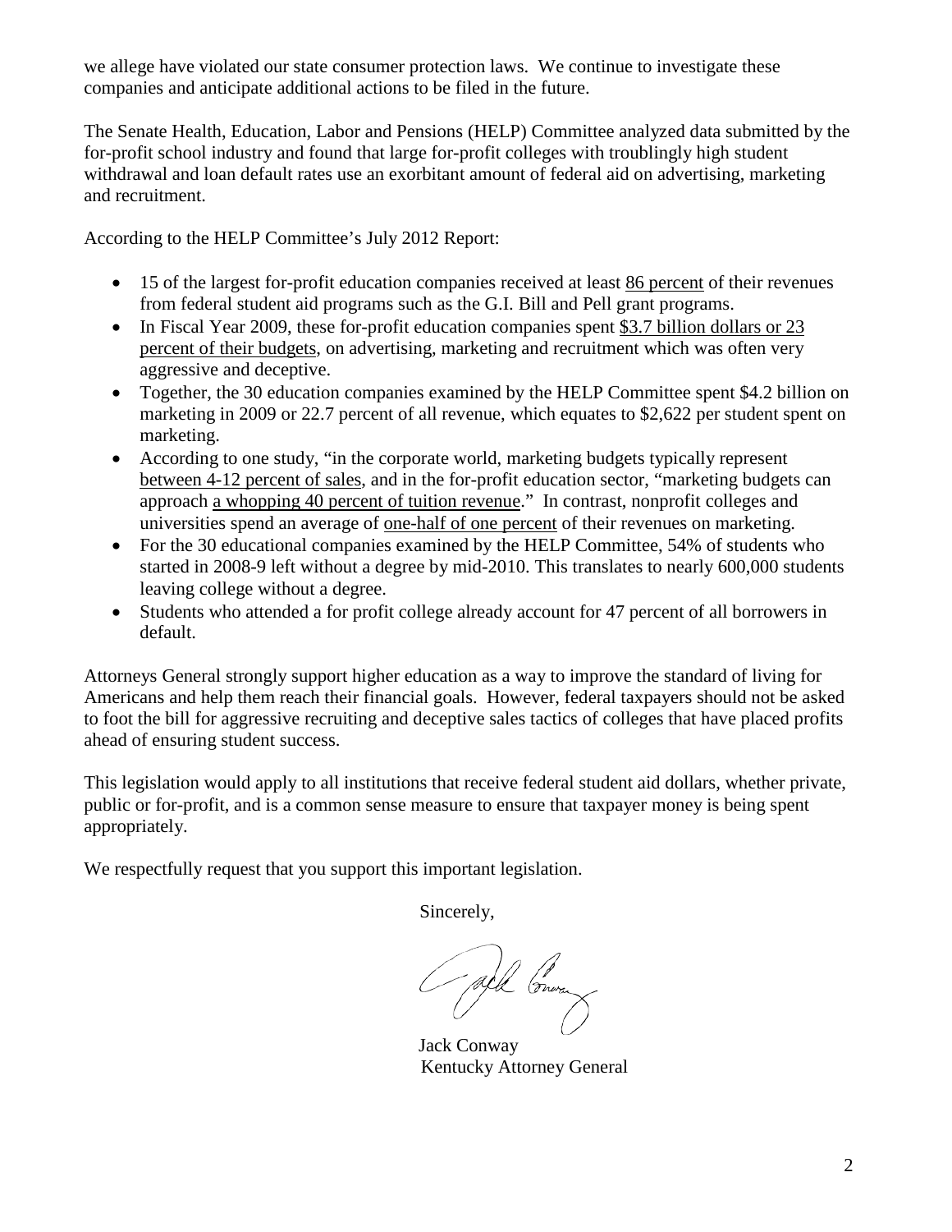we allege have violated our state consumer protection laws. We continue to investigate these companies and anticipate additional actions to be filed in the future.

The Senate Health, Education, Labor and Pensions (HELP) Committee analyzed data submitted by the for-profit school industry and found that large for-profit colleges with troublingly high student withdrawal and loan default rates use an exorbitant amount of federal aid on advertising, marketing and recruitment.

According to the HELP Committee's July 2012 Report:

- 15 of the largest for-profit education companies received at least 86 percent of their revenues from federal student aid programs such as the G.I. Bill and Pell grant programs.
- In Fiscal Year 2009, these for-profit education companies spent $3.7 billion dollars or 23 percent of their budgets, on advertising, marketing and recruitment which was often very aggressive and deceptive.
- Together, the 30 education companies examined by the HELP Committee spent $4.2 billion on marketing in 2009 or 22.7 percent of all revenue, which equates to $2,622 per student spent on marketing.
- According to one study, "in the corporate world, marketing budgets typically represent between 4-12 percent of sales, and in the for-profit education sector, "marketing budgets can approach a whopping 40 percent of tuition revenue." In contrast, nonprofit colleges and universities spend an average of one-half of one percent of their revenues on marketing.
- For the 30 educational companies examined by the HELP Committee, 54% of students who started in 2008-9 left without a degree by mid-2010. This translates to nearly 600,000 students leaving college without a degree.
- Students who attended a for profit college already account for 47 percent of all borrowers in default.

Attorneys General strongly support higher education as a way to improve the standard of living for Americans and help them reach their financial goals. However, federal taxpayers should not be asked to foot the bill for aggressive recruiting and deceptive sales tactics of colleges that have placed profits ahead of ensuring student success.

This legislation would apply to all institutions that receive federal student aid dollars, whether private, public or for-profit, and is a common sense measure to ensure that taxpayer money is being spent appropriately.

We respectfully request that you support this important legislation.

Sincerely,

Jack Conway
Kentucky Attorney General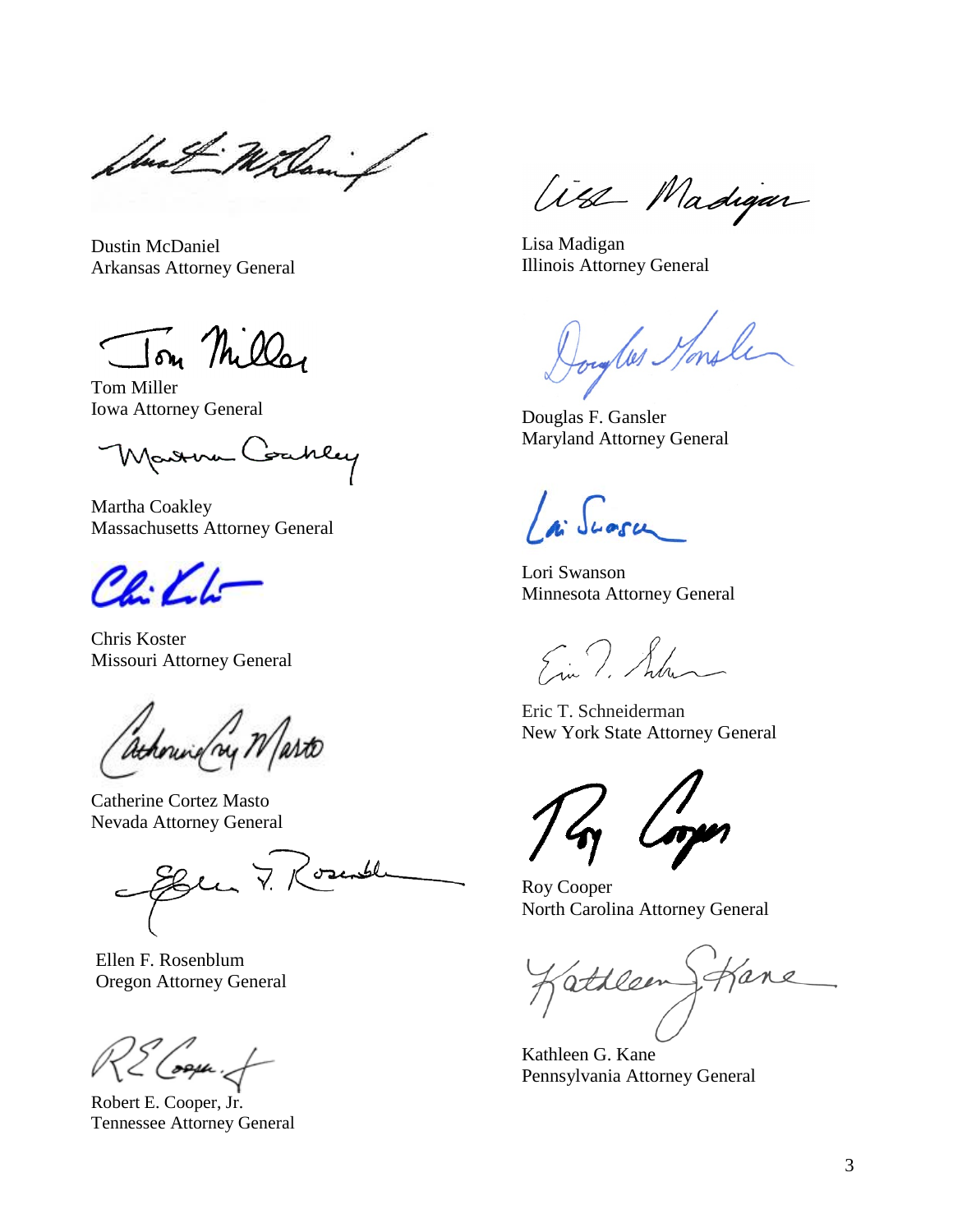Dustin McDaniel
Arkansas Attorney General

Lisa Madigan
Illinois Attorney General

Tom Miller
Iowa Attorney General

Douglas F. Gansler
Maryland Attorney General

Martha Coakley
Massachusetts Attorney General

Lori Swanson
Minnesota Attorney General

Chris Koster
Missouri Attorney General

Eric T. Schneiderman
New York State Attorney General

Catherine Cortez Masto
Nevada Attorney General

Roy Cooper
North Carolina Attorney General

Ellen F. Rosenblum
Oregon Attorney General

Kathleen G. Kane
Pennsylvania Attorney General

Robert E. Cooper, Jr.
Tennessee Attorney General